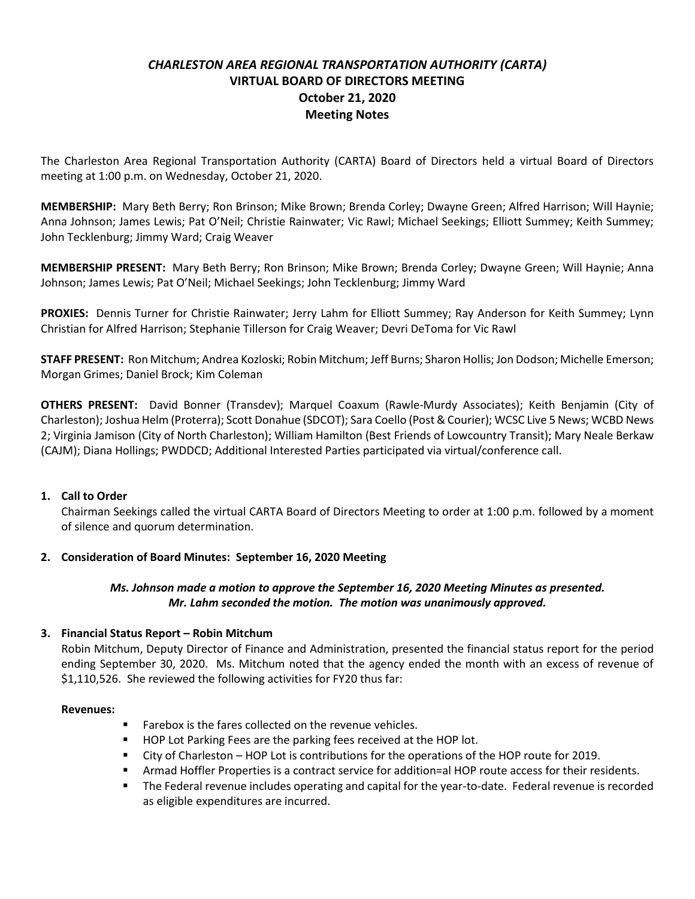# *CHARLESTON AREA REGIONAL TRANSPORTATION AUTHORITY (CARTA)*
## VIRTUAL BOARD OF DIRECTORS MEETING
## October 21, 2020
## Meeting Notes

The Charleston Area Regional Transportation Authority (CARTA) Board of Directors held a virtual Board of Directors meeting at 1:00 p.m. on Wednesday, October 21, 2020.

**MEMBERSHIP:** Mary Beth Berry; Ron Brinson; Mike Brown; Brenda Corley; Dwayne Green; Alfred Harrison; Will Haynie; Anna Johnson; James Lewis; Pat O'Neil; Christie Rainwater; Vic Rawl; Michael Seekings; Elliott Summey; Keith Summey; John Tecklenburg; Jimmy Ward; Craig Weaver

**MEMBERSHIP PRESENT:** Mary Beth Berry; Ron Brinson; Mike Brown; Brenda Corley; Dwayne Green; Will Haynie; Anna Johnson; James Lewis; Pat O'Neil; Michael Seekings; John Tecklenburg; Jimmy Ward

**PROXIES:** Dennis Turner for Christie Rainwater; Jerry Lahm for Elliott Summey; Ray Anderson for Keith Summey; Lynn Christian for Alfred Harrison; Stephanie Tillerson for Craig Weaver; Devri DeToma for Vic Rawl

**STAFF PRESENT:** Ron Mitchum; Andrea Kozloski; Robin Mitchum; Jeff Burns; Sharon Hollis; Jon Dodson; Michelle Emerson; Morgan Grimes; Daniel Brock; Kim Coleman

**OTHERS PRESENT:** David Bonner (Transdev); Marquel Coaxum (Rawle-Murdy Associates); Keith Benjamin (City of Charleston); Joshua Helm (Proterra); Scott Donahue (SDCOT); Sara Coello (Post & Courier); WCSC Live 5 News; WCBD News 2; Virginia Jamison (City of North Charleston); William Hamilton (Best Friends of Lowcountry Transit); Mary Neale Berkaw (CAJM); Diana Hollings; PWDDCD; Additional Interested Parties participated via virtual/conference call.

1. **Call to Order**

   Chairman Seekings called the virtual CARTA Board of Directors Meeting to order at 1:00 p.m. followed by a moment of silence and quorum determination.

2. **Consideration of Board Minutes: September 16, 2020 Meeting**

   ***Ms. Johnson made a motion to approve the September 16, 2020 Meeting Minutes as presented. Mr. Lahm seconded the motion. The motion was unanimously approved.***

3. **Financial Status Report – Robin Mitchum**

   Robin Mitchum, Deputy Director of Finance and Administration, presented the financial status report for the period ending September 30, 2020. Ms. Mitchum noted that the agency ended the month with an excess of revenue of $1,110,526. She reviewed the following activities for FY20 thus far:

   **Revenues:**

   - Farebox is the fares collected on the revenue vehicles.
   - HOP Lot Parking Fees are the parking fees received at the HOP lot.
   - City of Charleston – HOP Lot is contributions for the operations of the HOP route for 2019.
   - Armad Hoffler Properties is a contract service for addition=al HOP route access for their residents.
   - The Federal revenue includes operating and capital for the year-to-date. Federal revenue is recorded as eligible expenditures are incurred.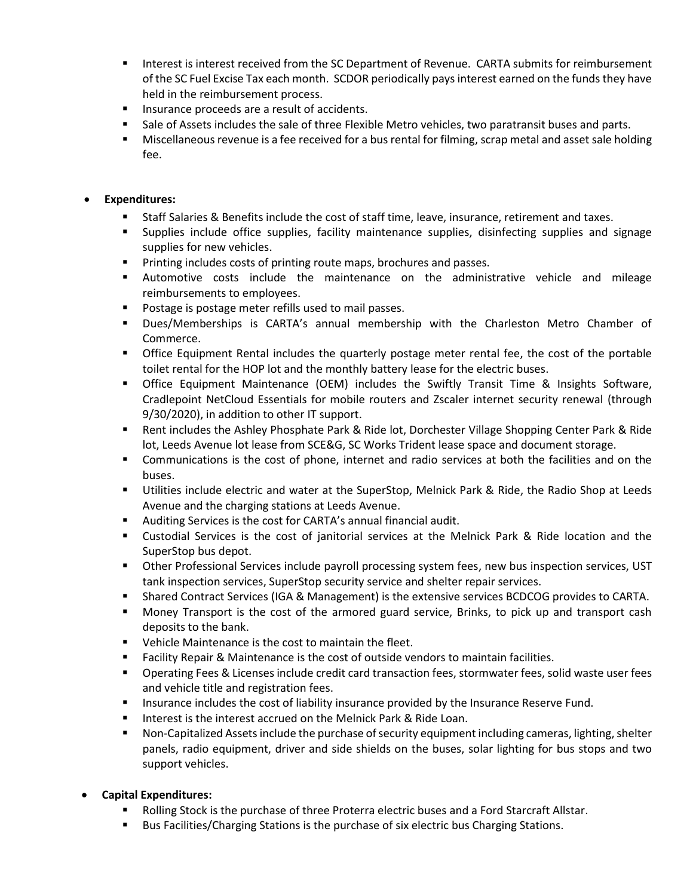- Interest is interest received from the SC Department of Revenue. CARTA submits for reimbursement of the SC Fuel Excise Tax each month. SCDOR periodically pays interest earned on the funds they have held in the reimbursement process.
- Insurance proceeds are a result of accidents.
- Sale of Assets includes the sale of three Flexible Metro vehicles, two paratransit buses and parts.
- Miscellaneous revenue is a fee received for a bus rental for filming, scrap metal and asset sale holding fee.

- **Expenditures:**
  - Staff Salaries & Benefits include the cost of staff time, leave, insurance, retirement and taxes.
  - Supplies include office supplies, facility maintenance supplies, disinfecting supplies and signage supplies for new vehicles.
  - Printing includes costs of printing route maps, brochures and passes.
  - Automotive costs include the maintenance on the administrative vehicle and mileage reimbursements to employees.
  - Postage is postage meter refills used to mail passes.
  - Dues/Memberships is CARTA's annual membership with the Charleston Metro Chamber of Commerce.
  - Office Equipment Rental includes the quarterly postage meter rental fee, the cost of the portable toilet rental for the HOP lot and the monthly battery lease for the electric buses.
  - Office Equipment Maintenance (OEM) includes the Swiftly Transit Time & Insights Software, Cradlepoint NetCloud Essentials for mobile routers and Zscaler internet security renewal (through 9/30/2020), in addition to other IT support.
  - Rent includes the Ashley Phosphate Park & Ride lot, Dorchester Village Shopping Center Park & Ride lot, Leeds Avenue lot lease from SCE&G, SC Works Trident lease space and document storage.
  - Communications is the cost of phone, internet and radio services at both the facilities and on the buses.
  - Utilities include electric and water at the SuperStop, Melnick Park & Ride, the Radio Shop at Leeds Avenue and the charging stations at Leeds Avenue.
  - Auditing Services is the cost for CARTA's annual financial audit.
  - Custodial Services is the cost of janitorial services at the Melnick Park & Ride location and the SuperStop bus depot.
  - Other Professional Services include payroll processing system fees, new bus inspection services, UST tank inspection services, SuperStop security service and shelter repair services.
  - Shared Contract Services (IGA & Management) is the extensive services BCDCOG provides to CARTA.
  - Money Transport is the cost of the armored guard service, Brinks, to pick up and transport cash deposits to the bank.
  - Vehicle Maintenance is the cost to maintain the fleet.
  - Facility Repair & Maintenance is the cost of outside vendors to maintain facilities.
  - Operating Fees & Licenses include credit card transaction fees, stormwater fees, solid waste user fees and vehicle title and registration fees.
  - Insurance includes the cost of liability insurance provided by the Insurance Reserve Fund.
  - Interest is the interest accrued on the Melnick Park & Ride Loan.
  - Non-Capitalized Assets include the purchase of security equipment including cameras, lighting, shelter panels, radio equipment, driver and side shields on the buses, solar lighting for bus stops and two support vehicles.

- **Capital Expenditures:**
  - Rolling Stock is the purchase of three Proterra electric buses and a Ford Starcraft Allstar.
  - Bus Facilities/Charging Stations is the purchase of six electric bus Charging Stations.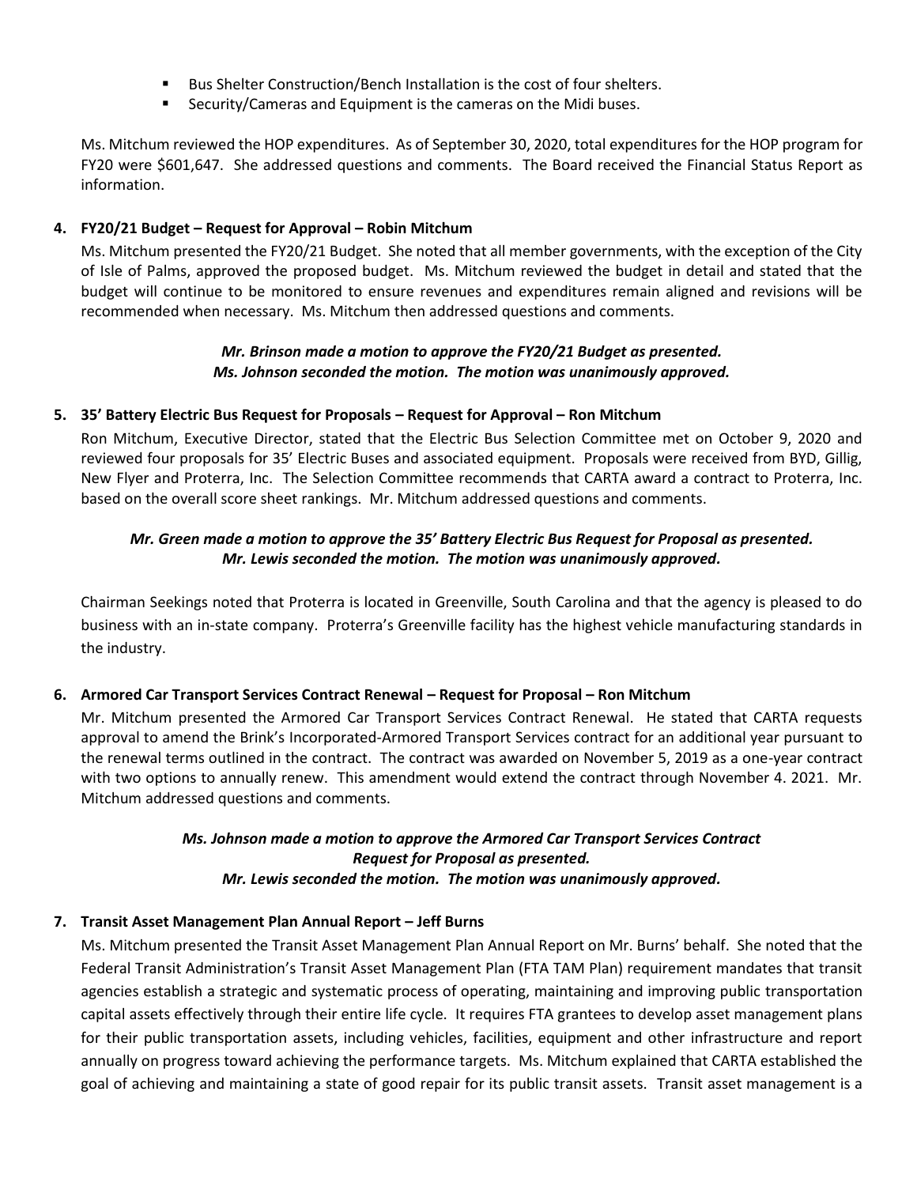- Bus Shelter Construction/Bench Installation is the cost of four shelters.
- Security/Cameras and Equipment is the cameras on the Midi buses.

Ms. Mitchum reviewed the HOP expenditures. As of September 30, 2020, total expenditures for the HOP program for FY20 were $601,647. She addressed questions and comments. The Board received the Financial Status Report as information.

**4. FY20/21 Budget – Request for Approval – Robin Mitchum**

Ms. Mitchum presented the FY20/21 Budget. She noted that all member governments, with the exception of the City of Isle of Palms, approved the proposed budget. Ms. Mitchum reviewed the budget in detail and stated that the budget will continue to be monitored to ensure revenues and expenditures remain aligned and revisions will be recommended when necessary. Ms. Mitchum then addressed questions and comments.

***Mr. Brinson made a motion to approve the FY20/21 Budget as presented. Ms. Johnson seconded the motion. The motion was unanimously approved.***

**5. 35' Battery Electric Bus Request for Proposals – Request for Approval – Ron Mitchum**

Ron Mitchum, Executive Director, stated that the Electric Bus Selection Committee met on October 9, 2020 and reviewed four proposals for 35' Electric Buses and associated equipment. Proposals were received from BYD, Gillig, New Flyer and Proterra, Inc. The Selection Committee recommends that CARTA award a contract to Proterra, Inc. based on the overall score sheet rankings. Mr. Mitchum addressed questions and comments.

***Mr. Green made a motion to approve the 35' Battery Electric Bus Request for Proposal as presented. Mr. Lewis seconded the motion. The motion was unanimously approved.***

Chairman Seekings noted that Proterra is located in Greenville, South Carolina and that the agency is pleased to do business with an in-state company. Proterra's Greenville facility has the highest vehicle manufacturing standards in the industry.

**6. Armored Car Transport Services Contract Renewal – Request for Proposal – Ron Mitchum**

Mr. Mitchum presented the Armored Car Transport Services Contract Renewal. He stated that CARTA requests approval to amend the Brink's Incorporated-Armored Transport Services contract for an additional year pursuant to the renewal terms outlined in the contract. The contract was awarded on November 5, 2019 as a one-year contract with two options to annually renew. This amendment would extend the contract through November 4. 2021. Mr. Mitchum addressed questions and comments.

***Ms. Johnson made a motion to approve the Armored Car Transport Services Contract Request for Proposal as presented. Mr. Lewis seconded the motion. The motion was unanimously approved.***

**7. Transit Asset Management Plan Annual Report – Jeff Burns**

Ms. Mitchum presented the Transit Asset Management Plan Annual Report on Mr. Burns' behalf. She noted that the Federal Transit Administration's Transit Asset Management Plan (FTA TAM Plan) requirement mandates that transit agencies establish a strategic and systematic process of operating, maintaining and improving public transportation capital assets effectively through their entire life cycle. It requires FTA grantees to develop asset management plans for their public transportation assets, including vehicles, facilities, equipment and other infrastructure and report annually on progress toward achieving the performance targets. Ms. Mitchum explained that CARTA established the goal of achieving and maintaining a state of good repair for its public transit assets. Transit asset management is a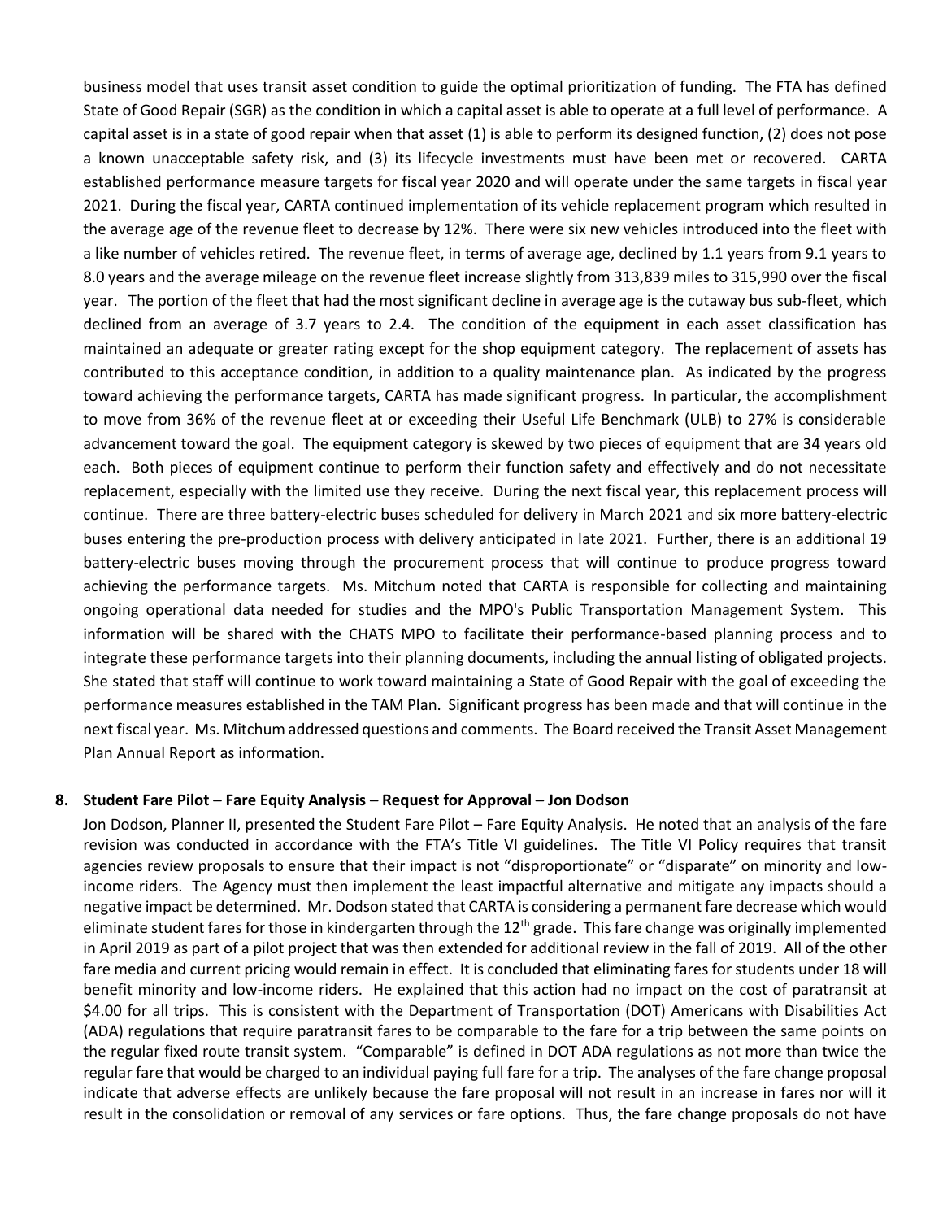business model that uses transit asset condition to guide the optimal prioritization of funding. The FTA has defined State of Good Repair (SGR) as the condition in which a capital asset is able to operate at a full level of performance. A capital asset is in a state of good repair when that asset (1) is able to perform its designed function, (2) does not pose a known unacceptable safety risk, and (3) its lifecycle investments must have been met or recovered. CARTA established performance measure targets for fiscal year 2020 and will operate under the same targets in fiscal year 2021. During the fiscal year, CARTA continued implementation of its vehicle replacement program which resulted in the average age of the revenue fleet to decrease by 12%. There were six new vehicles introduced into the fleet with a like number of vehicles retired. The revenue fleet, in terms of average age, declined by 1.1 years from 9.1 years to 8.0 years and the average mileage on the revenue fleet increase slightly from 313,839 miles to 315,990 over the fiscal year. The portion of the fleet that had the most significant decline in average age is the cutaway bus sub-fleet, which declined from an average of 3.7 years to 2.4. The condition of the equipment in each asset classification has maintained an adequate or greater rating except for the shop equipment category. The replacement of assets has contributed to this acceptance condition, in addition to a quality maintenance plan. As indicated by the progress toward achieving the performance targets, CARTA has made significant progress. In particular, the accomplishment to move from 36% of the revenue fleet at or exceeding their Useful Life Benchmark (ULB) to 27% is considerable advancement toward the goal. The equipment category is skewed by two pieces of equipment that are 34 years old each. Both pieces of equipment continue to perform their function safety and effectively and do not necessitate replacement, especially with the limited use they receive. During the next fiscal year, this replacement process will continue. There are three battery-electric buses scheduled for delivery in March 2021 and six more battery-electric buses entering the pre-production process with delivery anticipated in late 2021. Further, there is an additional 19 battery-electric buses moving through the procurement process that will continue to produce progress toward achieving the performance targets. Ms. Mitchum noted that CARTA is responsible for collecting and maintaining ongoing operational data needed for studies and the MPO's Public Transportation Management System. This information will be shared with the CHATS MPO to facilitate their performance-based planning process and to integrate these performance targets into their planning documents, including the annual listing of obligated projects. She stated that staff will continue to work toward maintaining a State of Good Repair with the goal of exceeding the performance measures established in the TAM Plan. Significant progress has been made and that will continue in the next fiscal year. Ms. Mitchum addressed questions and comments. The Board received the Transit Asset Management Plan Annual Report as information.

**8. Student Fare Pilot – Fare Equity Analysis – Request for Approval – Jon Dodson**

Jon Dodson, Planner II, presented the Student Fare Pilot – Fare Equity Analysis. He noted that an analysis of the fare revision was conducted in accordance with the FTA's Title VI guidelines. The Title VI Policy requires that transit agencies review proposals to ensure that their impact is not "disproportionate" or "disparate" on minority and low-income riders. The Agency must then implement the least impactful alternative and mitigate any impacts should a negative impact be determined. Mr. Dodson stated that CARTA is considering a permanent fare decrease which would eliminate student fares for those in kindergarten through the 12th grade. This fare change was originally implemented in April 2019 as part of a pilot project that was then extended for additional review in the fall of 2019. All of the other fare media and current pricing would remain in effect. It is concluded that eliminating fares for students under 18 will benefit minority and low-income riders. He explained that this action had no impact on the cost of paratransit at $4.00 for all trips. This is consistent with the Department of Transportation (DOT) Americans with Disabilities Act (ADA) regulations that require paratransit fares to be comparable to the fare for a trip between the same points on the regular fixed route transit system. "Comparable" is defined in DOT ADA regulations as not more than twice the regular fare that would be charged to an individual paying full fare for a trip. The analyses of the fare change proposal indicate that adverse effects are unlikely because the fare proposal will not result in an increase in fares nor will it result in the consolidation or removal of any services or fare options. Thus, the fare change proposals do not have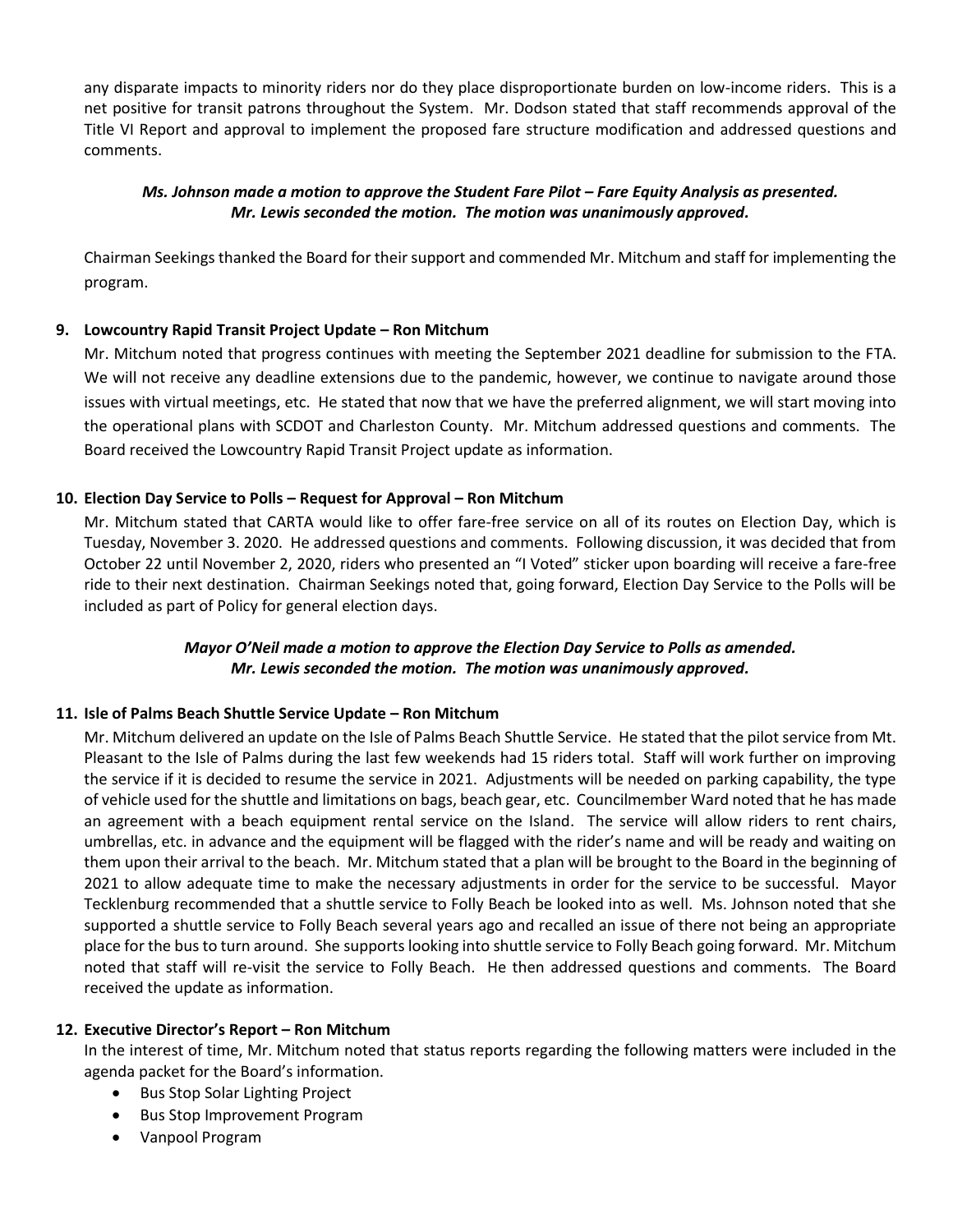any disparate impacts to minority riders nor do they place disproportionate burden on low-income riders. This is a net positive for transit patrons throughout the System. Mr. Dodson stated that staff recommends approval of the Title VI Report and approval to implement the proposed fare structure modification and addressed questions and comments.

***Ms. Johnson made a motion to approve the Student Fare Pilot – Fare Equity Analysis as presented. Mr. Lewis seconded the motion. The motion was unanimously approved.***

Chairman Seekings thanked the Board for their support and commended Mr. Mitchum and staff for implementing the program.

**9. Lowcountry Rapid Transit Project Update – Ron Mitchum**

Mr. Mitchum noted that progress continues with meeting the September 2021 deadline for submission to the FTA. We will not receive any deadline extensions due to the pandemic, however, we continue to navigate around those issues with virtual meetings, etc. He stated that now that we have the preferred alignment, we will start moving into the operational plans with SCDOT and Charleston County. Mr. Mitchum addressed questions and comments. The Board received the Lowcountry Rapid Transit Project update as information.

**10. Election Day Service to Polls – Request for Approval – Ron Mitchum**

Mr. Mitchum stated that CARTA would like to offer fare-free service on all of its routes on Election Day, which is Tuesday, November 3. 2020. He addressed questions and comments. Following discussion, it was decided that from October 22 until November 2, 2020, riders who presented an "I Voted" sticker upon boarding will receive a fare-free ride to their next destination. Chairman Seekings noted that, going forward, Election Day Service to the Polls will be included as part of Policy for general election days.

***Mayor O'Neil made a motion to approve the Election Day Service to Polls as amended. Mr. Lewis seconded the motion. The motion was unanimously approved.***

**11. Isle of Palms Beach Shuttle Service Update – Ron Mitchum**

Mr. Mitchum delivered an update on the Isle of Palms Beach Shuttle Service. He stated that the pilot service from Mt. Pleasant to the Isle of Palms during the last few weekends had 15 riders total. Staff will work further on improving the service if it is decided to resume the service in 2021. Adjustments will be needed on parking capability, the type of vehicle used for the shuttle and limitations on bags, beach gear, etc. Councilmember Ward noted that he has made an agreement with a beach equipment rental service on the Island. The service will allow riders to rent chairs, umbrellas, etc. in advance and the equipment will be flagged with the rider's name and will be ready and waiting on them upon their arrival to the beach. Mr. Mitchum stated that a plan will be brought to the Board in the beginning of 2021 to allow adequate time to make the necessary adjustments in order for the service to be successful. Mayor Tecklenburg recommended that a shuttle service to Folly Beach be looked into as well. Ms. Johnson noted that she supported a shuttle service to Folly Beach several years ago and recalled an issue of there not being an appropriate place for the bus to turn around. She supports looking into shuttle service to Folly Beach going forward. Mr. Mitchum noted that staff will re-visit the service to Folly Beach. He then addressed questions and comments. The Board received the update as information.

**12. Executive Director's Report – Ron Mitchum**

In the interest of time, Mr. Mitchum noted that status reports regarding the following matters were included in the agenda packet for the Board's information.

- Bus Stop Solar Lighting Project
- Bus Stop Improvement Program
- Vanpool Program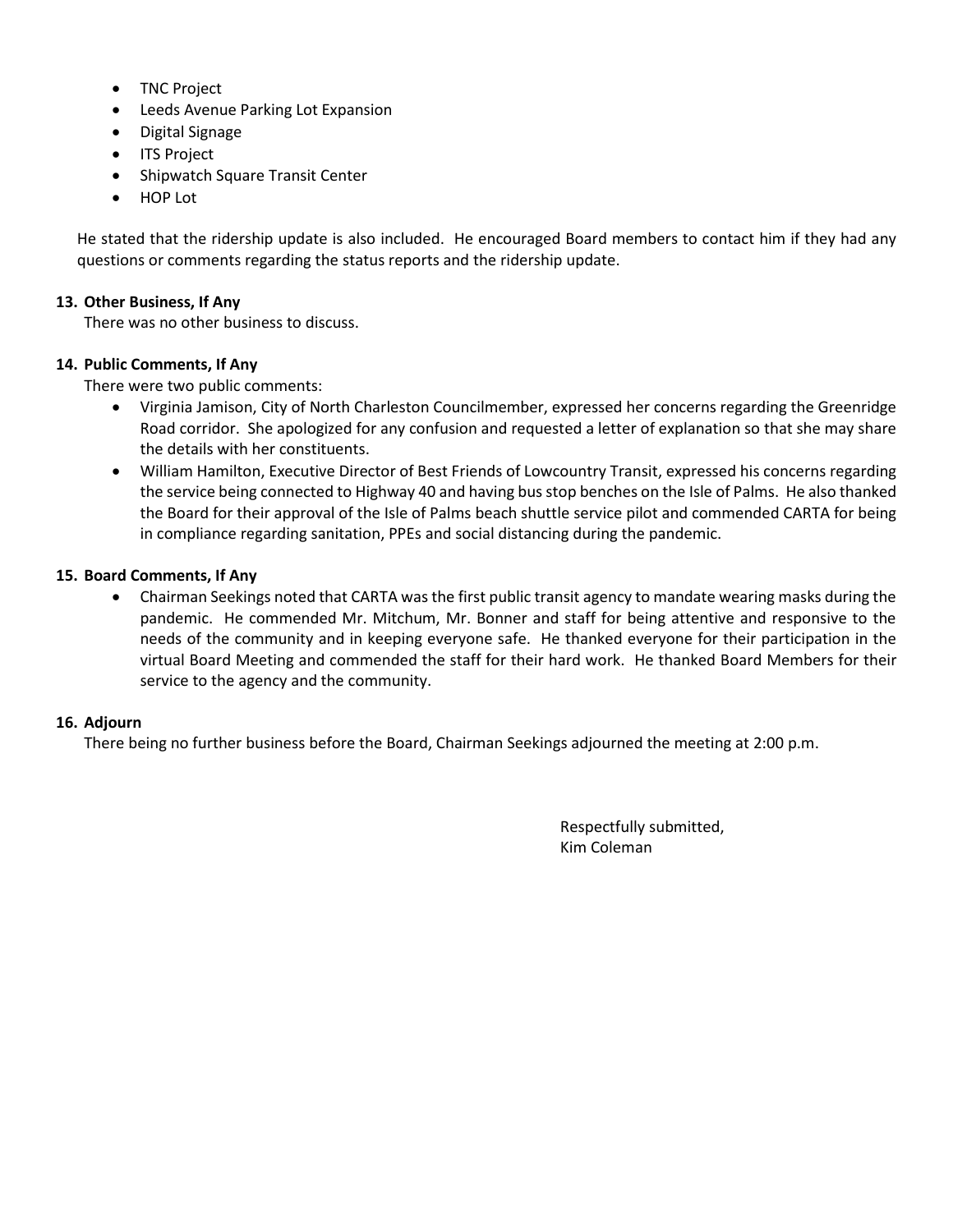- TNC Project
- Leeds Avenue Parking Lot Expansion
- Digital Signage
- ITS Project
- Shipwatch Square Transit Center
- HOP Lot

He stated that the ridership update is also included. He encouraged Board members to contact him if they had any questions or comments regarding the status reports and the ridership update.

**13. Other Business, If Any**

There was no other business to discuss.

**14. Public Comments, If Any**

There were two public comments:

- Virginia Jamison, City of North Charleston Councilmember, expressed her concerns regarding the Greenridge Road corridor. She apologized for any confusion and requested a letter of explanation so that she may share the details with her constituents.
- William Hamilton, Executive Director of Best Friends of Lowcountry Transit, expressed his concerns regarding the service being connected to Highway 40 and having bus stop benches on the Isle of Palms. He also thanked the Board for their approval of the Isle of Palms beach shuttle service pilot and commended CARTA for being in compliance regarding sanitation, PPEs and social distancing during the pandemic.

**15. Board Comments, If Any**

- Chairman Seekings noted that CARTA was the first public transit agency to mandate wearing masks during the pandemic. He commended Mr. Mitchum, Mr. Bonner and staff for being attentive and responsive to the needs of the community and in keeping everyone safe. He thanked everyone for their participation in the virtual Board Meeting and commended the staff for their hard work. He thanked Board Members for their service to the agency and the community.

**16. Adjourn**

There being no further business before the Board, Chairman Seekings adjourned the meeting at 2:00 p.m.

Respectfully submitted,
Kim Coleman